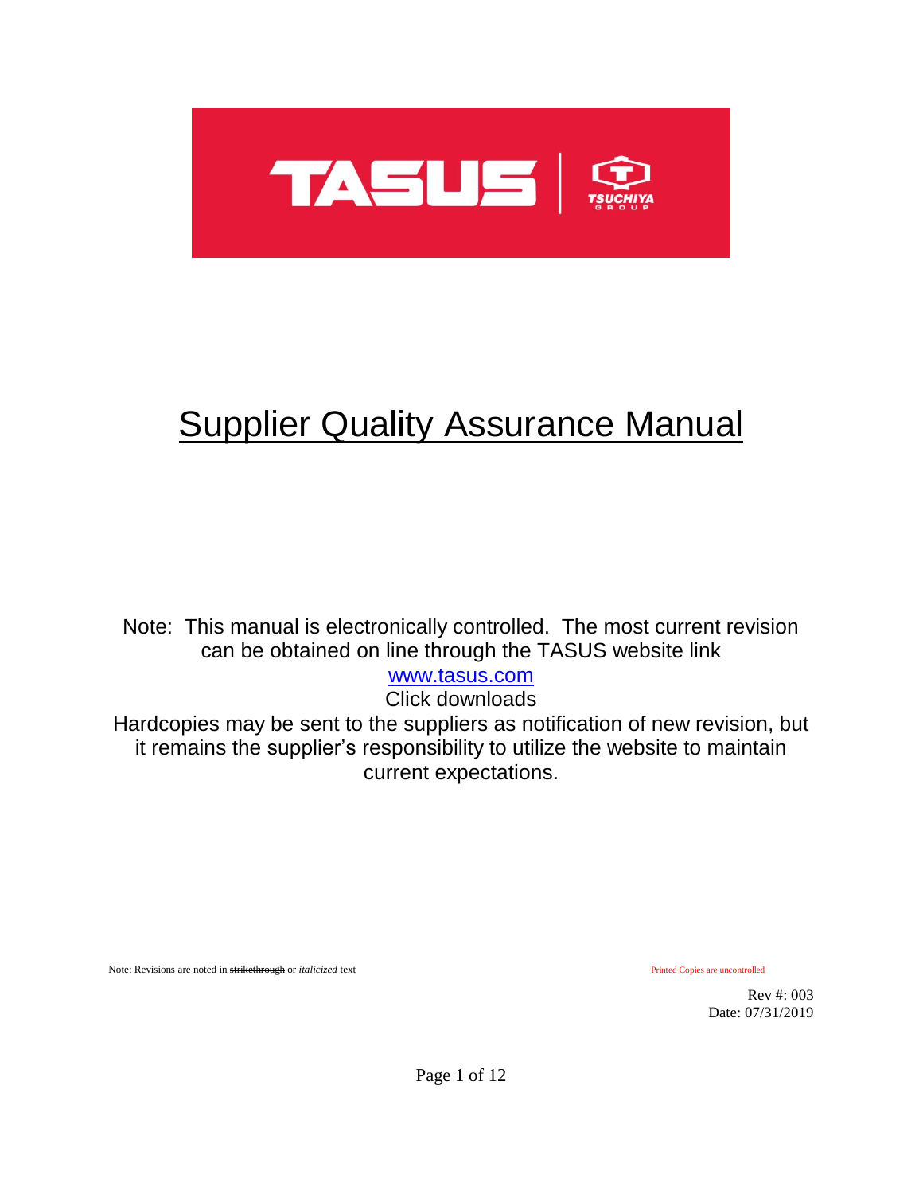TASUS | TSUCHIYA GROUP

# Supplier Quality Assurance Manual

Note: This manual is electronically controlled. The most current revision can be obtained on line through the TASUS website link
[www.tasus.com](http://www.tasus.com)
Click downloads
Hardcopies may be sent to the suppliers as notification of new revision, but it remains the supplier's responsibility to utilize the website to maintain current expectations.

Note: Revisions are noted in ~~strikethrough~~ or *italicized* text

Printed Copies are uncontrolled

Rev #: 003
Date: 07/31/2019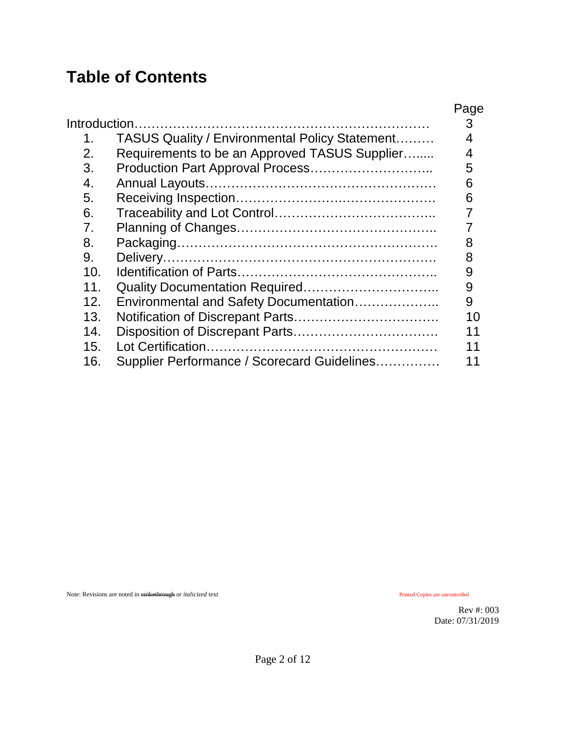# Table of Contents

| | | Page |
|---|---|---|
| Introduction | | 3 |
| 1. | TASUS Quality / Environmental Policy Statement | 4 |
| 2. | Requirements to be an Approved TASUS Supplier | 4 |
| 3. | Production Part Approval Process | 5 |
| 4. | Annual Layouts | 6 |
| 5. | Receiving Inspection | 6 |
| 6. | Traceability and Lot Control | 7 |
| 7. | Planning of Changes | 7 |
| 8. | Packaging | 8 |
| 9. | Delivery | 8 |
| 10. | Identification of Parts | 9 |
| 11. | Quality Documentation Required | 9 |
| 12. | Environmental and Safety Documentation | 9 |
| 13. | Notification of Discrepant Parts | 10 |
| 14. | Disposition of Discrepant Parts | 11 |
| 15. | Lot Certification | 11 |
| 16. | Supplier Performance / Scorecard Guidelines | 11 |

Note: Revisions are noted in ~~strikethrough~~ or *italicized* text

Printed Copies are uncontrolled

Rev #: 003
Date: 07/31/2019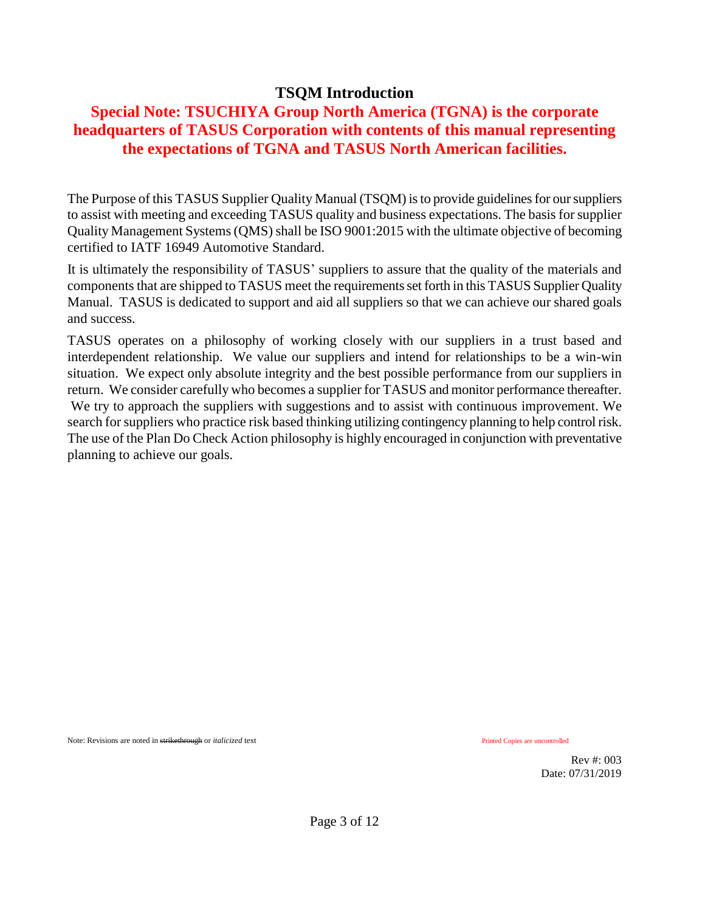# TSQM Introduction

## Special Note: TSUCHIYA Group North America (TGNA) is the corporate headquarters of TASUS Corporation with contents of this manual representing the expectations of TGNA and TASUS North American facilities.

The Purpose of this TASUS Supplier Quality Manual (TSQM) is to provide guidelines for our suppliers to assist with meeting and exceeding TASUS quality and business expectations. The basis for supplier Quality Management Systems (QMS) shall be ISO 9001:2015 with the ultimate objective of becoming certified to IATF 16949 Automotive Standard.

It is ultimately the responsibility of TASUS' suppliers to assure that the quality of the materials and components that are shipped to TASUS meet the requirements set forth in this TASUS Supplier Quality Manual. TASUS is dedicated to support and aid all suppliers so that we can achieve our shared goals and success.

TASUS operates on a philosophy of working closely with our suppliers in a trust based and interdependent relationship. We value our suppliers and intend for relationships to be a win-win situation. We expect only absolute integrity and the best possible performance from our suppliers in return. We consider carefully who becomes a supplier for TASUS and monitor performance thereafter. We try to approach the suppliers with suggestions and to assist with continuous improvement. We search for suppliers who practice risk based thinking utilizing contingency planning to help control risk. The use of the Plan Do Check Action philosophy is highly encouraged in conjunction with preventative planning to achieve our goals.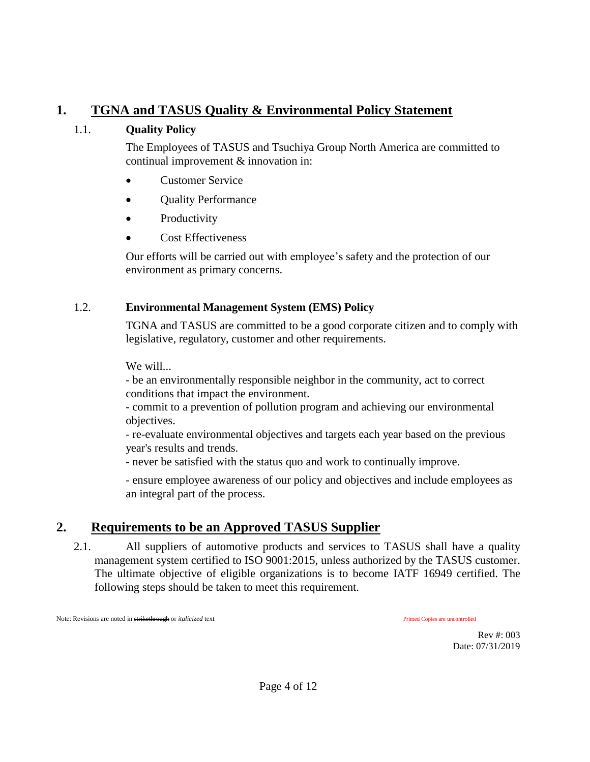# 1. TGNA and TASUS Quality & Environmental Policy Statement

## 1.1. Quality Policy

The Employees of TASUS and Tsuchiya Group North America are committed to continual improvement & innovation in:

- Customer Service
- Quality Performance
- Productivity
- Cost Effectiveness

Our efforts will be carried out with employee's safety and the protection of our environment as primary concerns.

## 1.2. Environmental Management System (EMS) Policy

TGNA and TASUS are committed to be a good corporate citizen and to comply with legislative, regulatory, customer and other requirements.

We will...

- be an environmentally responsible neighbor in the community, act to correct conditions that impact the environment.
- commit to a prevention of pollution program and achieving our environmental objectives.
- re-evaluate environmental objectives and targets each year based on the previous year's results and trends.
- never be satisfied with the status quo and work to continually improve.
- ensure employee awareness of our policy and objectives and include employees as an integral part of the process.

# 2. Requirements to be an Approved TASUS Supplier

2.1. All suppliers of automotive products and services to TASUS shall have a quality management system certified to ISO 9001:2015, unless authorized by the TASUS customer. The ultimate objective of eligible organizations is to become IATF 16949 certified. The following steps should be taken to meet this requirement.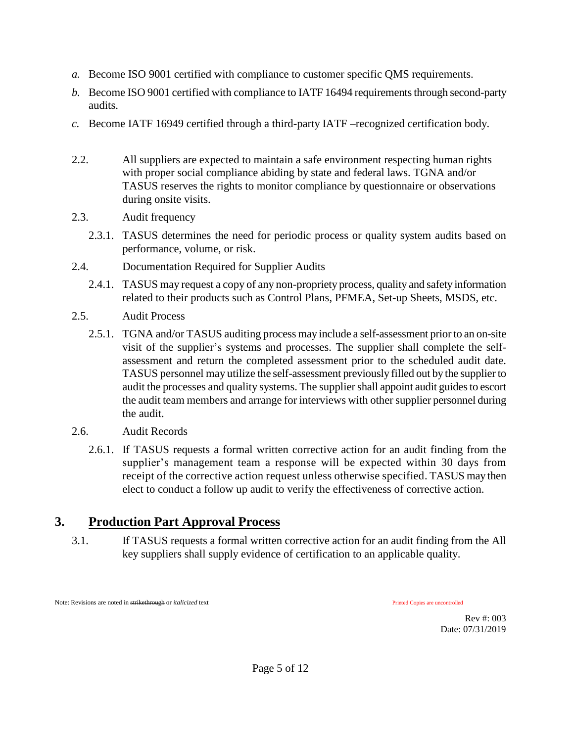*a.* Become ISO 9001 certified with compliance to customer specific QMS requirements.

*b.* Become ISO 9001 certified with compliance to IATF 16494 requirements through second-party audits.

*c.* Become IATF 16949 certified through a third-party IATF –recognized certification body.

2.2. All suppliers are expected to maintain a safe environment respecting human rights with proper social compliance abiding by state and federal laws. TGNA and/or TASUS reserves the rights to monitor compliance by questionnaire or observations during onsite visits.

2.3. Audit frequency

2.3.1. TASUS determines the need for periodic process or quality system audits based on performance, volume, or risk.

2.4. Documentation Required for Supplier Audits

2.4.1. TASUS may request a copy of any non-propriety process, quality and safety information related to their products such as Control Plans, PFMEA, Set-up Sheets, MSDS, etc.

2.5. Audit Process

2.5.1. TGNA and/or TASUS auditing process may include a self-assessment prior to an on-site visit of the supplier's systems and processes. The supplier shall complete the self-assessment and return the completed assessment prior to the scheduled audit date. TASUS personnel may utilize the self-assessment previously filled out by the supplier to audit the processes and quality systems. The supplier shall appoint audit guides to escort the audit team members and arrange for interviews with other supplier personnel during the audit.

2.6. Audit Records

2.6.1. If TASUS requests a formal written corrective action for an audit finding from the supplier's management team a response will be expected within 30 days from receipt of the corrective action request unless otherwise specified. TASUS may then elect to conduct a follow up audit to verify the effectiveness of corrective action.

## 3. Production Part Approval Process

3.1. If TASUS requests a formal written corrective action for an audit finding from the All key suppliers shall supply evidence of certification to an applicable quality.

Note: Revisions are noted in ~~strikethrough~~ or *italicized* text

Printed Copies are uncontrolled

Rev #: 003
Date: 07/31/2019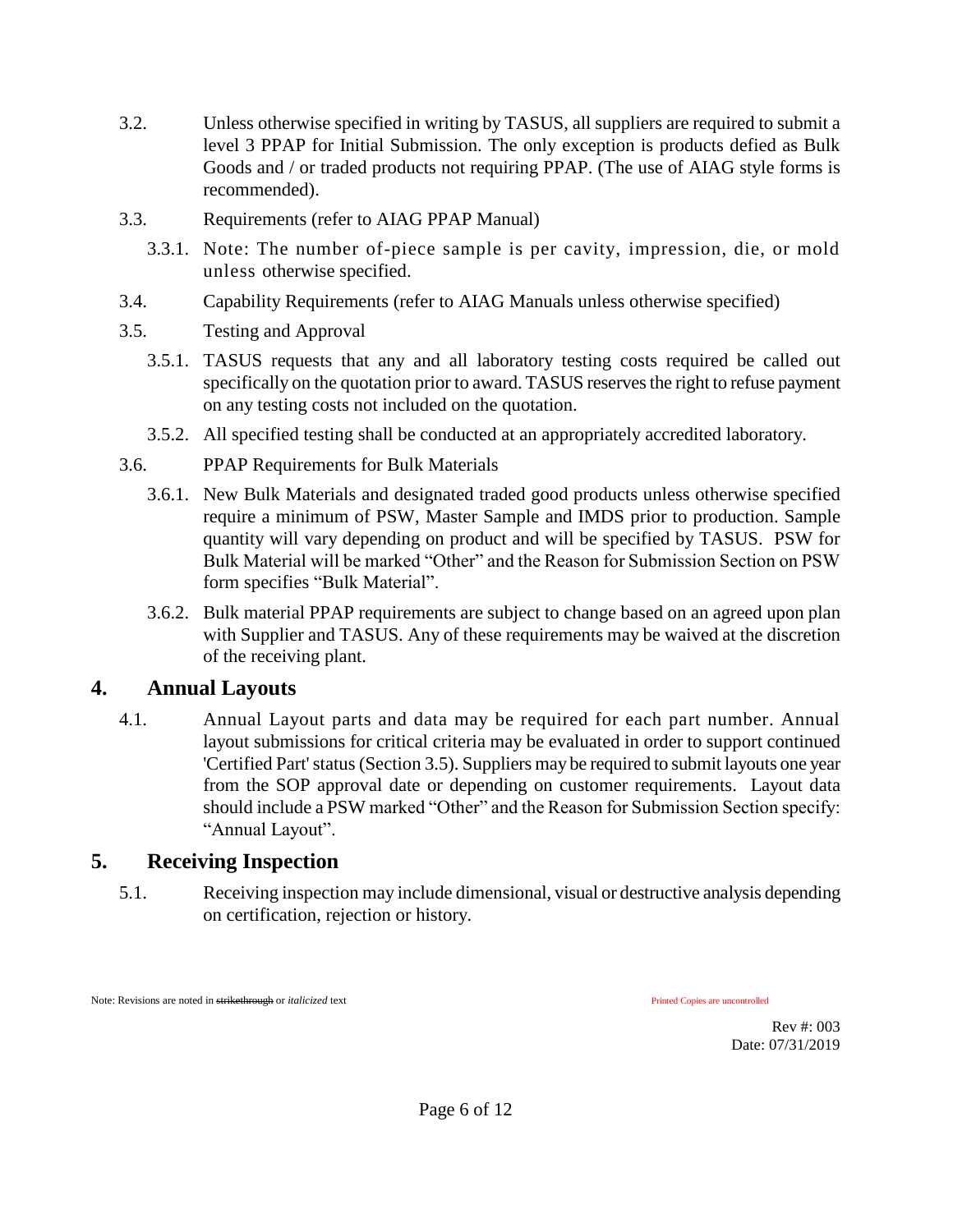3.2. Unless otherwise specified in writing by TASUS, all suppliers are required to submit a level 3 PPAP for Initial Submission. The only exception is products defied as Bulk Goods and / or traded products not requiring PPAP. (The use of AIAG style forms is recommended).

3.3. Requirements (refer to AIAG PPAP Manual)

3.3.1. Note: The number of-piece sample is per cavity, impression, die, or mold unless otherwise specified.

3.4. Capability Requirements (refer to AIAG Manuals unless otherwise specified)

3.5. Testing and Approval

3.5.1. TASUS requests that any and all laboratory testing costs required be called out specifically on the quotation prior to award. TASUS reserves the right to refuse payment on any testing costs not included on the quotation.

3.5.2. All specified testing shall be conducted at an appropriately accredited laboratory.

3.6. PPAP Requirements for Bulk Materials

3.6.1. New Bulk Materials and designated traded good products unless otherwise specified require a minimum of PSW, Master Sample and IMDS prior to production. Sample quantity will vary depending on product and will be specified by TASUS. PSW for Bulk Material will be marked "Other" and the Reason for Submission Section on PSW form specifies "Bulk Material".

3.6.2. Bulk material PPAP requirements are subject to change based on an agreed upon plan with Supplier and TASUS. Any of these requirements may be waived at the discretion of the receiving plant.

## 4. Annual Layouts

4.1. Annual Layout parts and data may be required for each part number. Annual layout submissions for critical criteria may be evaluated in order to support continued 'Certified Part' status (Section 3.5). Suppliers may be required to submit layouts one year from the SOP approval date or depending on customer requirements. Layout data should include a PSW marked "Other" and the Reason for Submission Section specify: "Annual Layout".

## 5. Receiving Inspection

5.1. Receiving inspection may include dimensional, visual or destructive analysis depending on certification, rejection or history.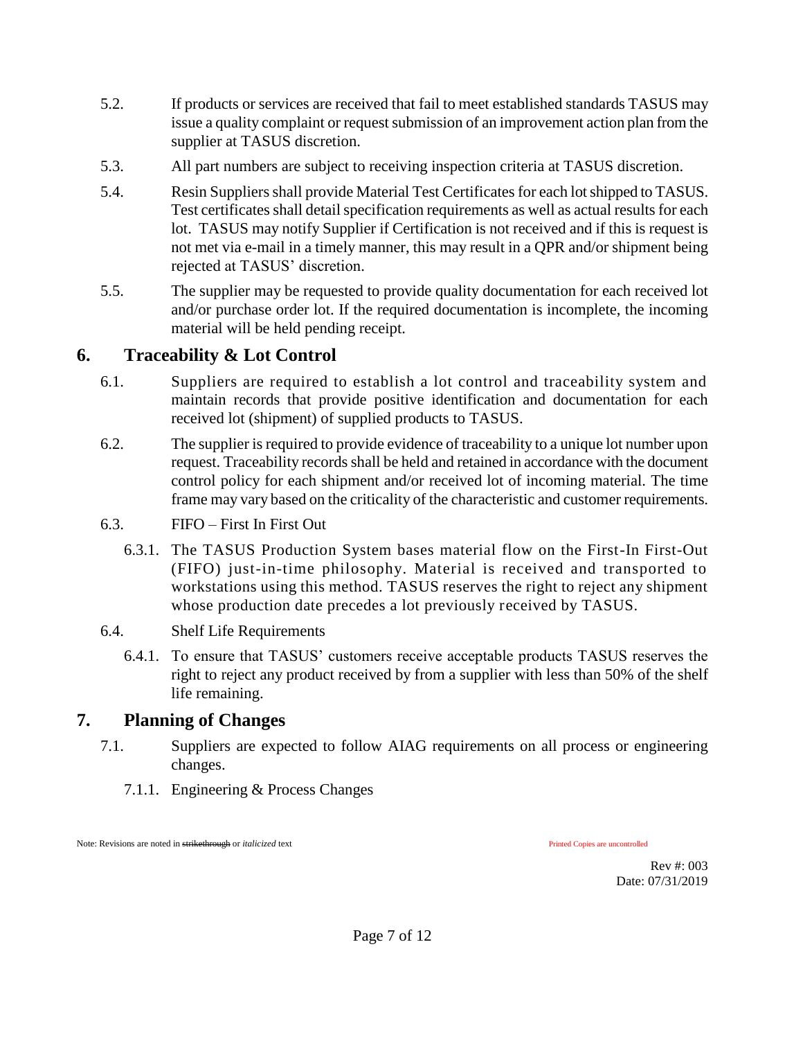5.2. If products or services are received that fail to meet established standards TASUS may issue a quality complaint or request submission of an improvement action plan from the supplier at TASUS discretion.

5.3. All part numbers are subject to receiving inspection criteria at TASUS discretion.

5.4. Resin Suppliers shall provide Material Test Certificates for each lot shipped to TASUS. Test certificates shall detail specification requirements as well as actual results for each lot. TASUS may notify Supplier if Certification is not received and if this is request is not met via e-mail in a timely manner, this may result in a QPR and/or shipment being rejected at TASUS' discretion.

5.5. The supplier may be requested to provide quality documentation for each received lot and/or purchase order lot. If the required documentation is incomplete, the incoming material will be held pending receipt.

## 6. Traceability & Lot Control

6.1. Suppliers are required to establish a lot control and traceability system and maintain records that provide positive identification and documentation for each received lot (shipment) of supplied products to TASUS.

6.2. The supplier is required to provide evidence of traceability to a unique lot number upon request. Traceability records shall be held and retained in accordance with the document control policy for each shipment and/or received lot of incoming material. The time frame may vary based on the criticality of the characteristic and customer requirements.

6.3. FIFO – First In First Out

6.3.1. The TASUS Production System bases material flow on the First-In First-Out (FIFO) just-in-time philosophy. Material is received and transported to workstations using this method. TASUS reserves the right to reject any shipment whose production date precedes a lot previously received by TASUS.

6.4. Shelf Life Requirements

6.4.1. To ensure that TASUS' customers receive acceptable products TASUS reserves the right to reject any product received by from a supplier with less than 50% of the shelf life remaining.

## 7. Planning of Changes

7.1. Suppliers are expected to follow AIAG requirements on all process or engineering changes.

7.1.1. Engineering & Process Changes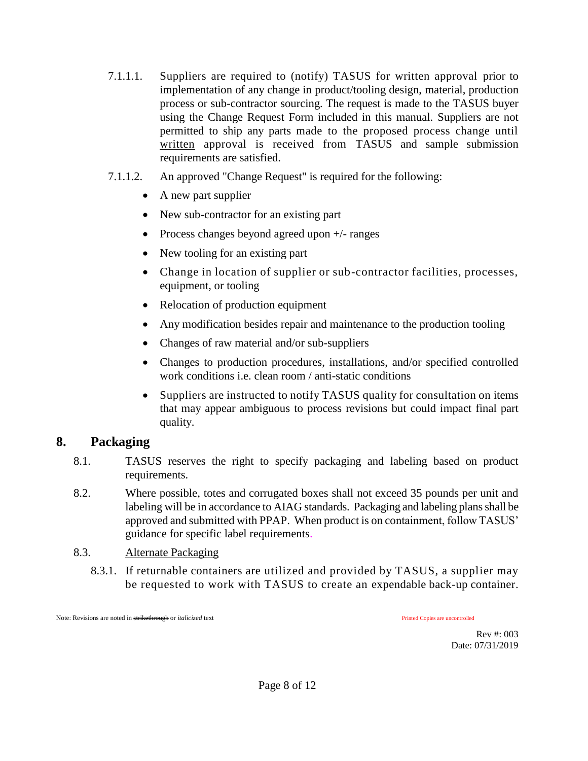7.1.1.1. Suppliers are required to (notify) TASUS for written approval prior to implementation of any change in product/tooling design, material, production process or sub-contractor sourcing. The request is made to the TASUS buyer using the Change Request Form included in this manual. Suppliers are not permitted to ship any parts made to the proposed process change until written approval is received from TASUS and sample submission requirements are satisfied.

7.1.1.2. An approved "Change Request" is required for the following:

- A new part supplier
- New sub-contractor for an existing part
- Process changes beyond agreed upon +/- ranges
- New tooling for an existing part
- Change in location of supplier or sub-contractor facilities, processes, equipment, or tooling
- Relocation of production equipment
- Any modification besides repair and maintenance to the production tooling
- Changes of raw material and/or sub-suppliers
- Changes to production procedures, installations, and/or specified controlled work conditions i.e. clean room / anti-static conditions
- Suppliers are instructed to notify TASUS quality for consultation on items that may appear ambiguous to process revisions but could impact final part quality.

# 8. Packaging

8.1. TASUS reserves the right to specify packaging and labeling based on product requirements.

8.2. Where possible, totes and corrugated boxes shall not exceed 35 pounds per unit and labeling will be in accordance to AIAG standards. Packaging and labeling plans shall be approved and submitted with PPAP. When product is on containment, follow TASUS' guidance for specific label requirements.

8.3. Alternate Packaging

8.3.1. If returnable containers are utilized and provided by TASUS, a supplier may be requested to work with TASUS to create an expendable back-up container.

Note: Revisions are noted in ~~strikethrough~~ or *italicized* text

Printed Copies are uncontrolled

Rev #: 003
Date: 07/31/2019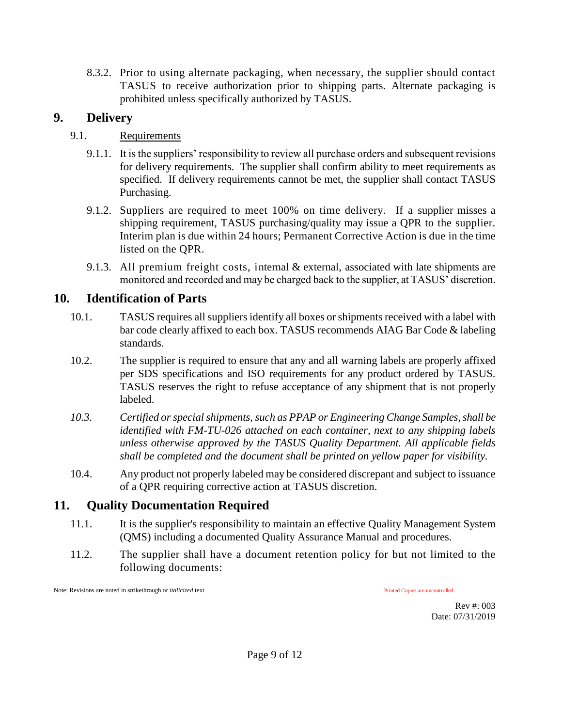8.3.2. Prior to using alternate packaging, when necessary, the supplier should contact TASUS to receive authorization prior to shipping parts. Alternate packaging is prohibited unless specifically authorized by TASUS.

## 9. Delivery

9.1. Requirements

9.1.1. It is the suppliers' responsibility to review all purchase orders and subsequent revisions for delivery requirements. The supplier shall confirm ability to meet requirements as specified. If delivery requirements cannot be met, the supplier shall contact TASUS Purchasing.

9.1.2. Suppliers are required to meet 100% on time delivery. If a supplier misses a shipping requirement, TASUS purchasing/quality may issue a QPR to the supplier. Interim plan is due within 24 hours; Permanent Corrective Action is due in the time listed on the QPR.

9.1.3. All premium freight costs, internal & external, associated with late shipments are monitored and recorded and may be charged back to the supplier, at TASUS' discretion.

## 10. Identification of Parts

10.1. TASUS requires all suppliers identify all boxes or shipments received with a label with bar code clearly affixed to each box. TASUS recommends AIAG Bar Code & labeling standards.

10.2. The supplier is required to ensure that any and all warning labels are properly affixed per SDS specifications and ISO requirements for any product ordered by TASUS. TASUS reserves the right to refuse acceptance of any shipment that is not properly labeled.

*10.3. Certified or special shipments, such as PPAP or Engineering Change Samples, shall be identified with FM-TU-026 attached on each container, next to any shipping labels unless otherwise approved by the TASUS Quality Department. All applicable fields shall be completed and the document shall be printed on yellow paper for visibility.*

10.4. Any product not properly labeled may be considered discrepant and subject to issuance of a QPR requiring corrective action at TASUS discretion.

## 11. Quality Documentation Required

11.1. It is the supplier's responsibility to maintain an effective Quality Management System (QMS) including a documented Quality Assurance Manual and procedures.

11.2. The supplier shall have a document retention policy for but not limited to the following documents:

Note: Revisions are noted in ~~strikethrough~~ or *italicized* text

Printed Copies are uncontrolled

Rev #: 003
Date: 07/31/2019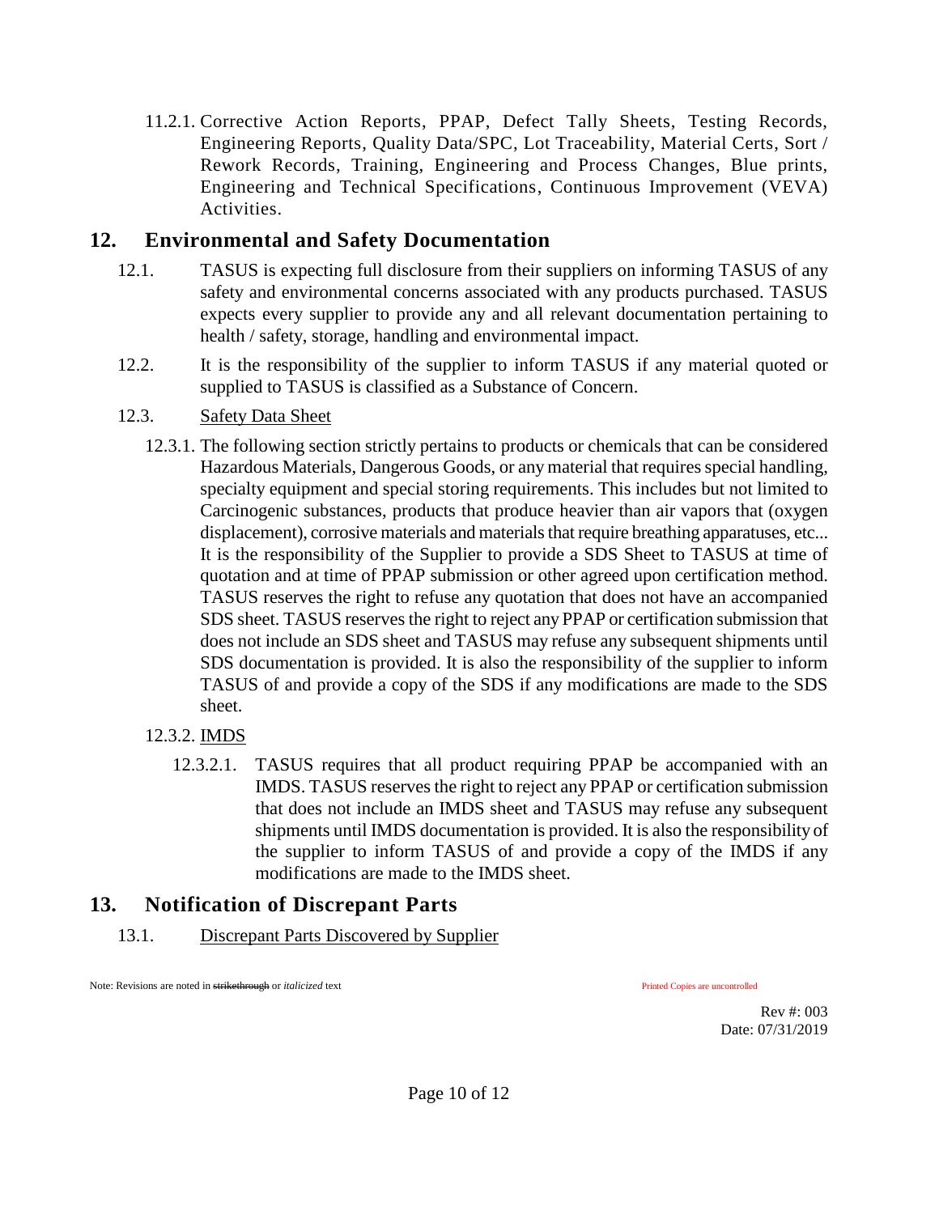11.2.1. Corrective Action Reports, PPAP, Defect Tally Sheets, Testing Records, Engineering Reports, Quality Data/SPC, Lot Traceability, Material Certs, Sort / Rework Records, Training, Engineering and Process Changes, Blue prints, Engineering and Technical Specifications, Continuous Improvement (VEVA) Activities.

## 12. Environmental and Safety Documentation

12.1. TASUS is expecting full disclosure from their suppliers on informing TASUS of any safety and environmental concerns associated with any products purchased. TASUS expects every supplier to provide any and all relevant documentation pertaining to health / safety, storage, handling and environmental impact.

12.2. It is the responsibility of the supplier to inform TASUS if any material quoted or supplied to TASUS is classified as a Substance of Concern.

12.3. Safety Data Sheet

12.3.1. The following section strictly pertains to products or chemicals that can be considered Hazardous Materials, Dangerous Goods, or any material that requires special handling, specialty equipment and special storing requirements. This includes but not limited to Carcinogenic substances, products that produce heavier than air vapors that (oxygen displacement), corrosive materials and materials that require breathing apparatuses, etc... It is the responsibility of the Supplier to provide a SDS Sheet to TASUS at time of quotation and at time of PPAP submission or other agreed upon certification method. TASUS reserves the right to refuse any quotation that does not have an accompanied SDS sheet. TASUS reserves the right to reject any PPAP or certification submission that does not include an SDS sheet and TASUS may refuse any subsequent shipments until SDS documentation is provided. It is also the responsibility of the supplier to inform TASUS of and provide a copy of the SDS if any modifications are made to the SDS sheet.

12.3.2. IMDS

12.3.2.1. TASUS requires that all product requiring PPAP be accompanied with an IMDS. TASUS reserves the right to reject any PPAP or certification submission that does not include an IMDS sheet and TASUS may refuse any subsequent shipments until IMDS documentation is provided. It is also the responsibility of the supplier to inform TASUS of and provide a copy of the IMDS if any modifications are made to the IMDS sheet.

## 13. Notification of Discrepant Parts

13.1. Discrepant Parts Discovered by Supplier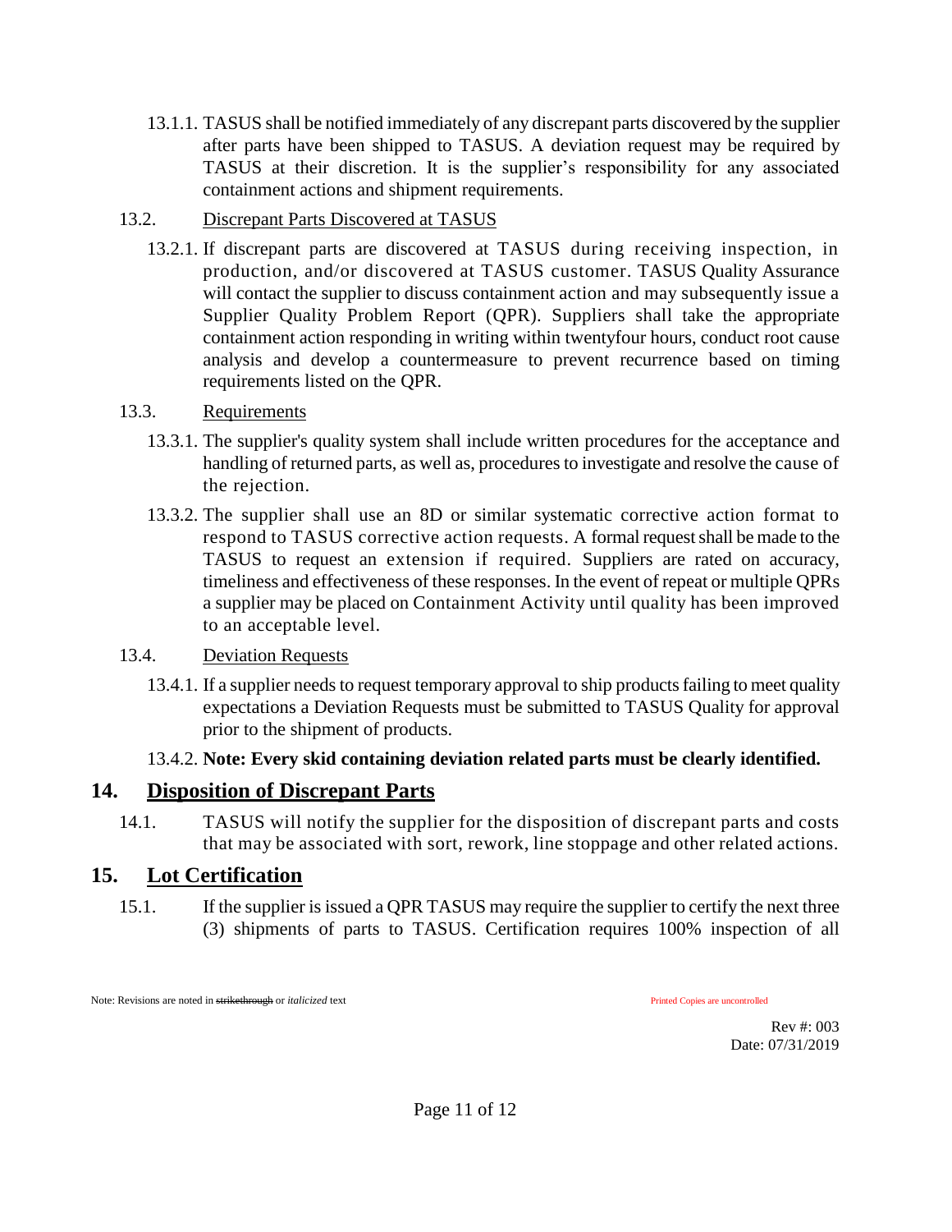13.1.1. TASUS shall be notified immediately of any discrepant parts discovered by the supplier after parts have been shipped to TASUS. A deviation request may be required by TASUS at their discretion. It is the supplier's responsibility for any associated containment actions and shipment requirements.

13.2. <u>Discrepant Parts Discovered at TASUS</u>

13.2.1. If discrepant parts are discovered at TASUS during receiving inspection, in production, and/or discovered at TASUS customer. TASUS Quality Assurance will contact the supplier to discuss containment action and may subsequently issue a Supplier Quality Problem Report (QPR). Suppliers shall take the appropriate containment action responding in writing within twentyfour hours, conduct root cause analysis and develop a countermeasure to prevent recurrence based on timing requirements listed on the QPR.

13.3. <u>Requirements</u>

13.3.1. The supplier's quality system shall include written procedures for the acceptance and handling of returned parts, as well as, procedures to investigate and resolve the cause of the rejection.

13.3.2. The supplier shall use an 8D or similar systematic corrective action format to respond to TASUS corrective action requests. A formal request shall be made to the TASUS to request an extension if required. Suppliers are rated on accuracy, timeliness and effectiveness of these responses. In the event of repeat or multiple QPRs a supplier may be placed on Containment Activity until quality has been improved to an acceptable level.

13.4. <u>Deviation Requests</u>

13.4.1. If a supplier needs to request temporary approval to ship products failing to meet quality expectations a Deviation Requests must be submitted to TASUS Quality for approval prior to the shipment of products.

13.4.2. **Note: Every skid containing deviation related parts must be clearly identified.**

## 14. <u>Disposition of Discrepant Parts</u>

14.1. TASUS will notify the supplier for the disposition of discrepant parts and costs that may be associated with sort, rework, line stoppage and other related actions.

## 15. <u>Lot Certification</u>

15.1. If the supplier is issued a QPR TASUS may require the supplier to certify the next three (3) shipments of parts to TASUS. Certification requires 100% inspection of all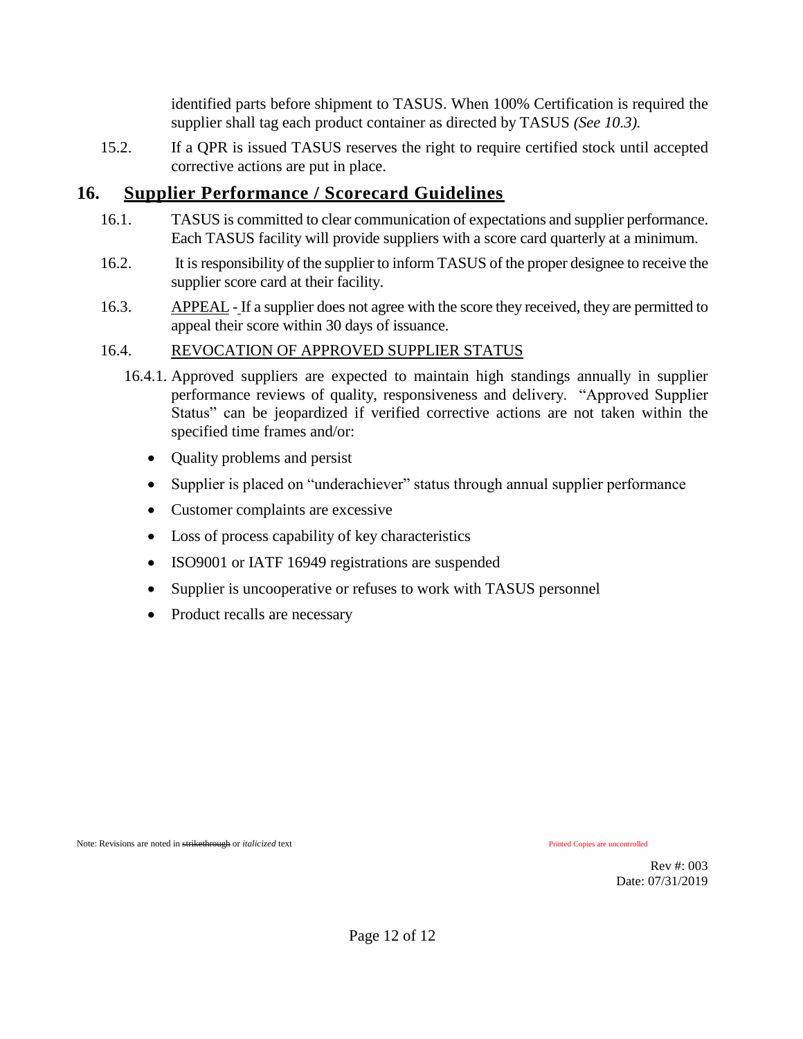identified parts before shipment to TASUS. When 100% Certification is required the supplier shall tag each product container as directed by TASUS *(See 10.3).*

15.2. If a QPR is issued TASUS reserves the right to require certified stock until accepted corrective actions are put in place.

## 16. Supplier Performance / Scorecard Guidelines

16.1. TASUS is committed to clear communication of expectations and supplier performance. Each TASUS facility will provide suppliers with a score card quarterly at a minimum.

16.2. It is responsibility of the supplier to inform TASUS of the proper designee to receive the supplier score card at their facility.

16.3. APPEAL - If a supplier does not agree with the score they received, they are permitted to appeal their score within 30 days of issuance.

16.4. REVOCATION OF APPROVED SUPPLIER STATUS

16.4.1. Approved suppliers are expected to maintain high standings annually in supplier performance reviews of quality, responsiveness and delivery. "Approved Supplier Status" can be jeopardized if verified corrective actions are not taken within the specified time frames and/or:

- Quality problems and persist
- Supplier is placed on "underachiever" status through annual supplier performance
- Customer complaints are excessive
- Loss of process capability of key characteristics
- ISO9001 or IATF 16949 registrations are suspended
- Supplier is uncooperative or refuses to work with TASUS personnel
- Product recalls are necessary

Note: Revisions are noted in ~~strikethrough~~ or *italicized* text

Printed Copies are uncontrolled

Rev #: 003
Date: 07/31/2019